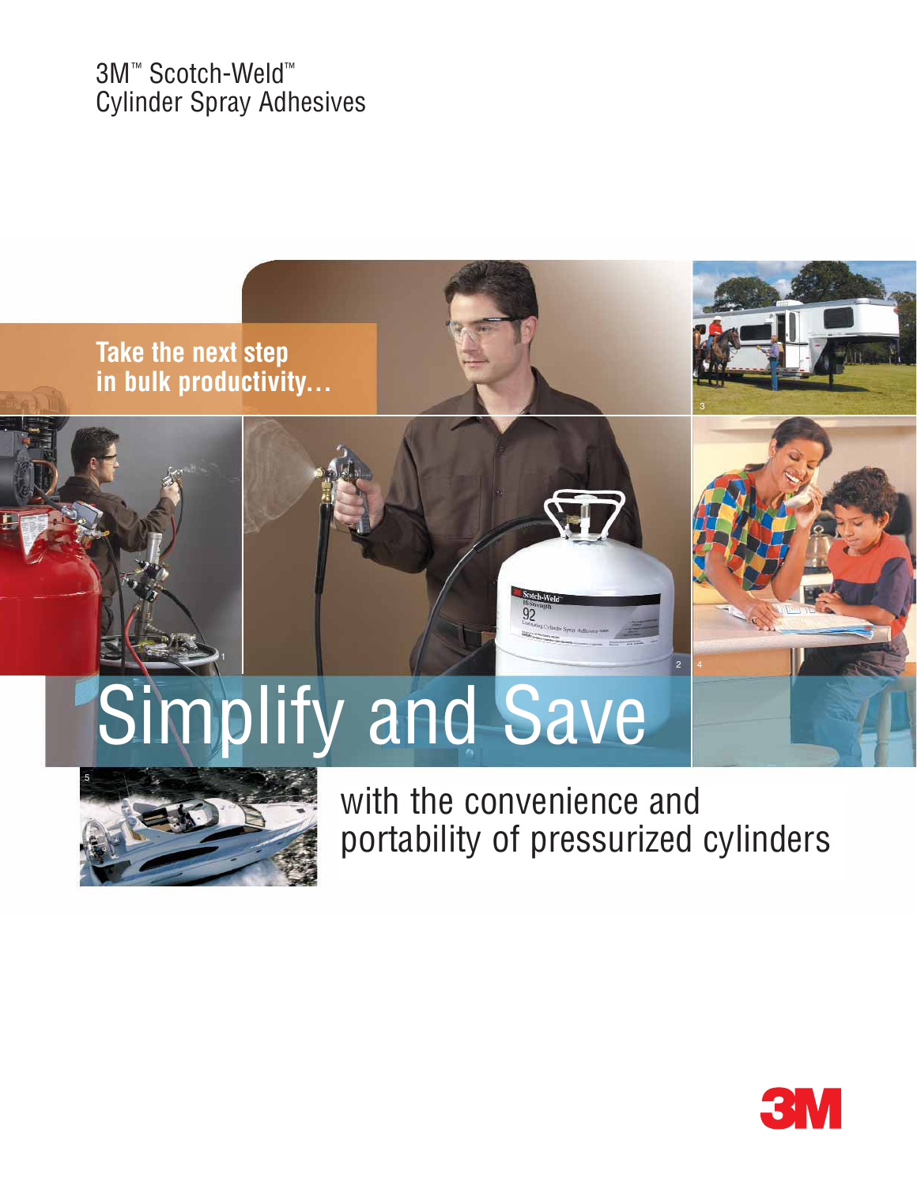3M™ Scotch-Weld™
Cylinder Spray Adhesives

**Take the next step in bulk productivity…**

# Simplify and Save

with the convenience and portability of pressurized cylinders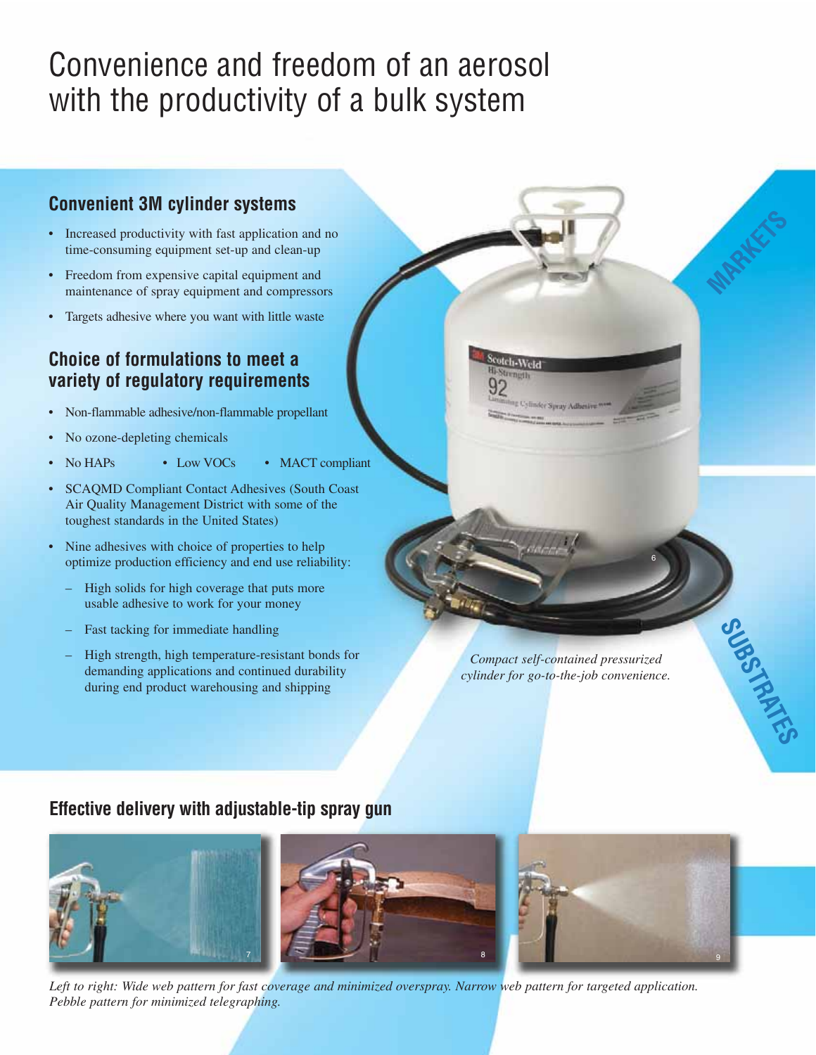# Convenience and freedom of an aerosol with the productivity of a bulk system

## Convenient 3M cylinder systems

- Increased productivity with fast application and no time-consuming equipment set-up and clean-up
- Freedom from expensive capital equipment and maintenance of spray equipment and compressors
- Targets adhesive where you want with little waste

## Choice of formulations to meet a variety of regulatory requirements

- Non-flammable adhesive/non-flammable propellant
- No ozone-depleting chemicals
- No HAPs
- Low VOCs
- MACT compliant
- SCAQMD Compliant Contact Adhesives (South Coast Air Quality Management District with some of the toughest standards in the United States)
- Nine adhesives with choice of properties to help optimize production efficiency and end use reliability:
  - High solids for high coverage that puts more usable adhesive to work for your money
  - Fast tacking for immediate handling
  - High strength, high temperature-resistant bonds for demanding applications and continued durability during end product warehousing and shipping

*Compact self-contained pressurized cylinder for go-to-the-job convenience.*

MARKETS

SUBSTRATES

## Effective delivery with adjustable-tip spray gun

*Left to right: Wide web pattern for fast coverage and minimized overspray. Narrow web pattern for targeted application. Pebble pattern for minimized telegraphing.*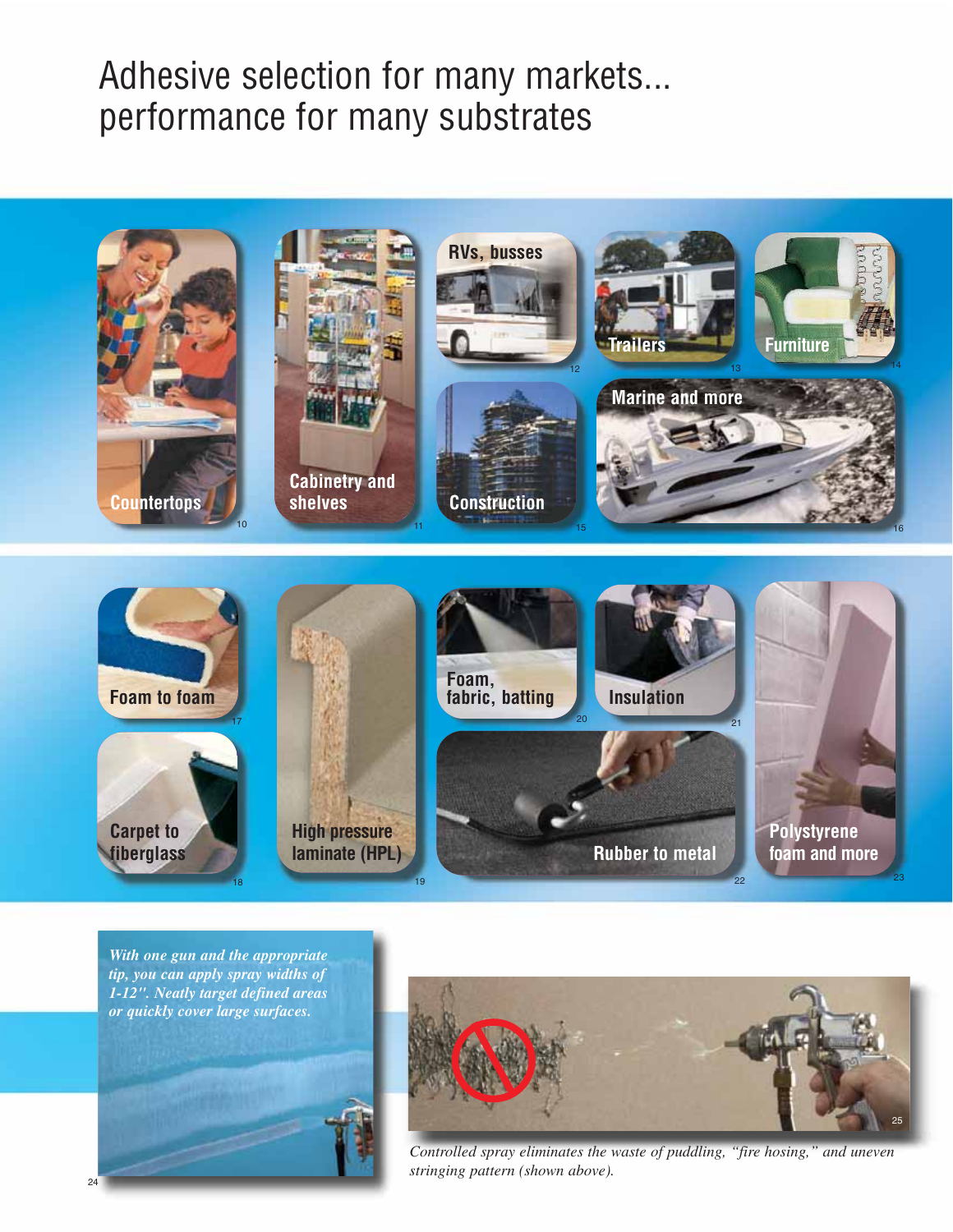# Adhesive selection for many markets... performance for many substrates

Countertops

Cabinetry and shelves

RVs, busses

Trailers

Furniture

Construction

Marine and more

Foam to foam

Carpet to fiberglass

High pressure laminate (HPL)

Foam, fabric, batting

Insulation

Rubber to metal

Polystyrene foam and more

*With one gun and the appropriate tip, you can apply spray widths of 1-12". Neatly target defined areas or quickly cover large surfaces.*

*Controlled spray eliminates the waste of puddling, "fire hosing," and uneven stringing pattern (shown above).*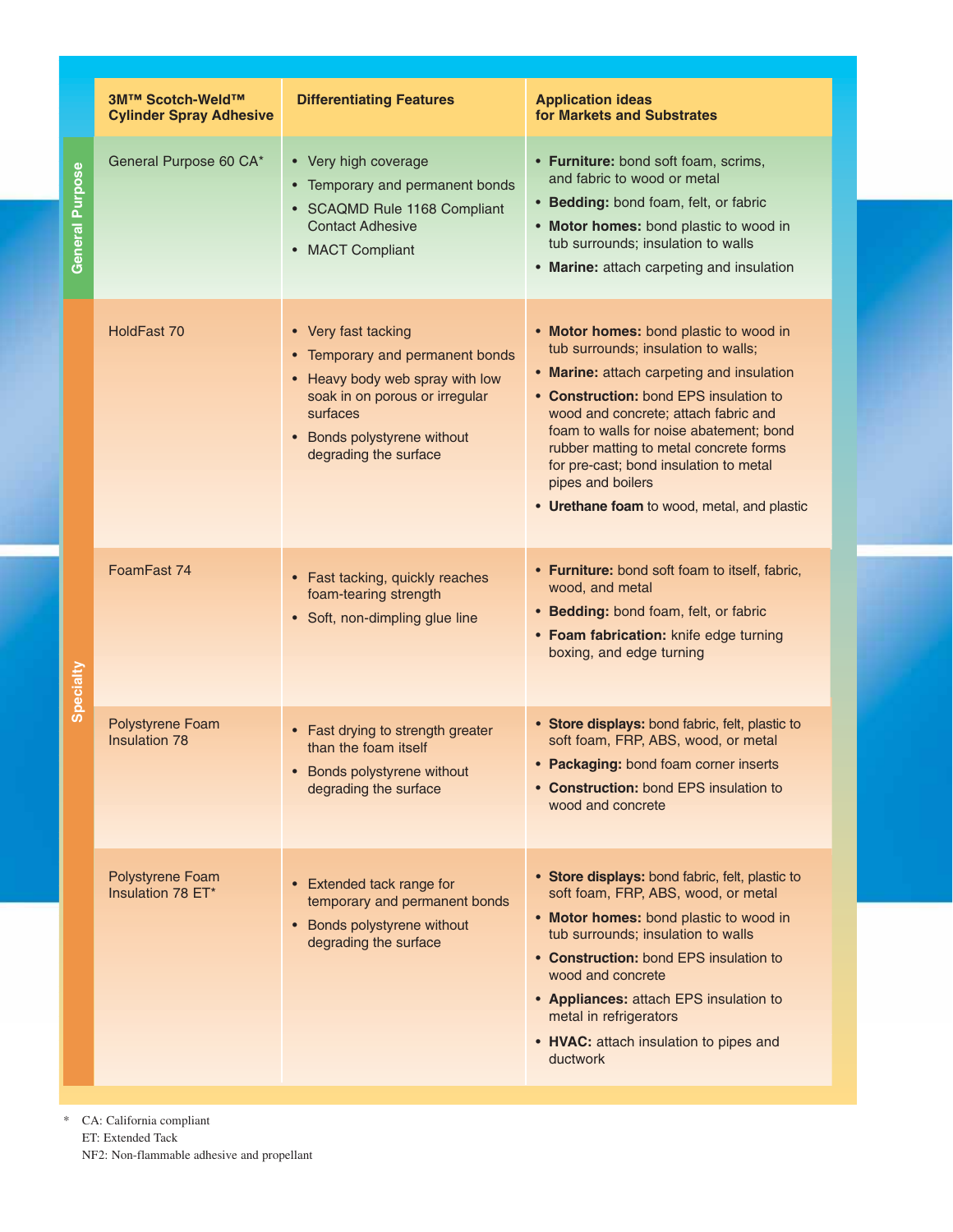| | 3M™ Scotch-Weld™ Cylinder Spray Adhesive | Differentiating Features | Application ideas for Markets and Substrates |
|---|---|---|---|
| General Purpose | General Purpose 60 CA* | • Very high coverage<br>• Temporary and permanent bonds<br>• SCAQMD Rule 1168 Compliant Contact Adhesive<br>• MACT Compliant | • **Furniture:** bond soft foam, scrims, and fabric to wood or metal<br>• **Bedding:** bond foam, felt, or fabric<br>• **Motor homes:** bond plastic to wood in tub surrounds; insulation to walls<br>• **Marine:** attach carpeting and insulation |
| Specialty | HoldFast 70 | • Very fast tacking<br>• Temporary and permanent bonds<br>• Heavy body web spray with low soak in on porous or irregular surfaces<br>• Bonds polystyrene without degrading the surface | • **Motor homes:** bond plastic to wood in tub surrounds; insulation to walls;<br>• **Marine:** attach carpeting and insulation<br>• **Construction:** bond EPS insulation to wood and concrete; attach fabric and foam to walls for noise abatement; bond rubber matting to metal concrete forms for pre-cast; bond insulation to metal pipes and boilers<br>• **Urethane foam** to wood, metal, and plastic |
| Specialty | FoamFast 74 | • Fast tacking, quickly reaches foam-tearing strength<br>• Soft, non-dimpling glue line | • **Furniture:** bond soft foam to itself, fabric, wood, and metal<br>• **Bedding:** bond foam, felt, or fabric<br>• **Foam fabrication:** knife edge turning boxing, and edge turning |
| Specialty | Polystyrene Foam Insulation 78 | • Fast drying to strength greater than the foam itself<br>• Bonds polystyrene without degrading the surface | • **Store displays:** bond fabric, felt, plastic to soft foam, FRP, ABS, wood, or metal<br>• **Packaging:** bond foam corner inserts<br>• **Construction:** bond EPS insulation to wood and concrete |
| Specialty | Polystyrene Foam Insulation 78 ET* | • Extended tack range for temporary and permanent bonds<br>• Bonds polystyrene without degrading the surface | • **Store displays:** bond fabric, felt, plastic to soft foam, FRP, ABS, wood, or metal<br>• **Motor homes:** bond plastic to wood in tub surrounds; insulation to walls<br>• **Construction:** bond EPS insulation to wood and concrete<br>• **Appliances:** attach EPS insulation to metal in refrigerators<br>• **HVAC:** attach insulation to pipes and ductwork |

\* CA: California compliant
ET: Extended Tack
NF2: Non-flammable adhesive and propellant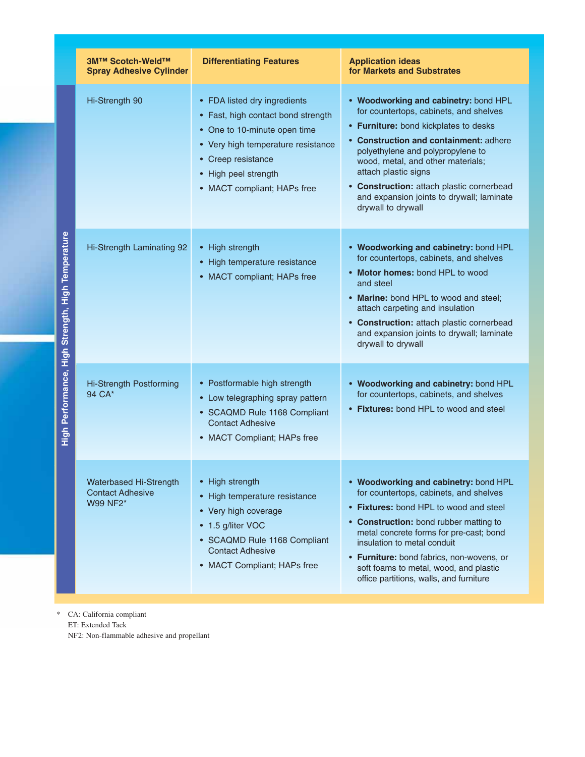**High Performance, High Strength, High Temperature**

| 3M™ Scotch-Weld™ Spray Adhesive Cylinder | Differentiating Features | Application ideas for Markets and Substrates |
|---|---|---|
| Hi-Strength 90 | • FDA listed dry ingredients<br>• Fast, high contact bond strength<br>• One to 10-minute open time<br>• Very high temperature resistance<br>• Creep resistance<br>• High peel strength<br>• MACT compliant; HAPs free | • **Woodworking and cabinetry:** bond HPL for countertops, cabinets, and shelves<br>• **Furniture:** bond kickplates to desks<br>• **Construction and containment:** adhere polyethylene and polypropylene to wood, metal, and other materials; attach plastic signs<br>• **Construction:** attach plastic cornerbead and expansion joints to drywall; laminate drywall to drywall |
| Hi-Strength Laminating 92 | • High strength<br>• High temperature resistance<br>• MACT compliant; HAPs free | • **Woodworking and cabinetry:** bond HPL for countertops, cabinets, and shelves<br>• **Motor homes:** bond HPL to wood and steel<br>• **Marine:** bond HPL to wood and steel; attach carpeting and insulation<br>• **Construction:** attach plastic cornerbead and expansion joints to drywall; laminate drywall to drywall |
| Hi-Strength Postforming 94 CA* | • Postformable high strength<br>• Low telegraphing spray pattern<br>• SCAQMD Rule 1168 Compliant Contact Adhesive<br>• MACT Compliant; HAPs free | • **Woodworking and cabinetry:** bond HPL for countertops, cabinets, and shelves<br>• **Fixtures:** bond HPL to wood and steel |
| Waterbased Hi-Strength Contact Adhesive W99 NF2* | • High strength<br>• High temperature resistance<br>• Very high coverage<br>• 1.5 g/liter VOC<br>• SCAQMD Rule 1168 Compliant Contact Adhesive<br>• MACT Compliant; HAPs free | • **Woodworking and cabinetry:** bond HPL for countertops, cabinets, and shelves<br>• **Fixtures:** bond HPL to wood and steel<br>• **Construction:** bond rubber matting to metal concrete forms for pre-cast; bond insulation to metal conduit<br>• **Furniture:** bond fabrics, non-wovens, or soft foams to metal, wood, and plastic office partitions, walls, and furniture |

\* CA: California compliant
ET: Extended Tack
NF2: Non-flammable adhesive and propellant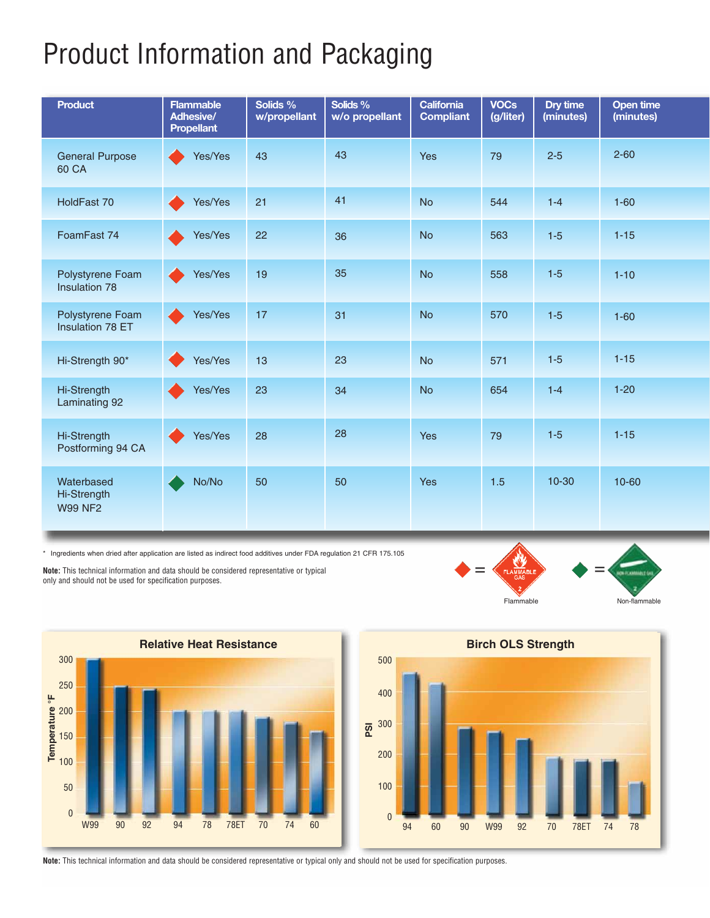# Product Information and Packaging

| Product | Flammable Adhesive/ Propellant | Solids % w/propellant | Solids % w/o propellant | California Compliant | VOCs (g/liter) | Dry time (minutes) | Open time (minutes) |
|---|---|---|---|---|---|---|---|
| General Purpose 60 CA | ◆ Yes/Yes | 43 | 43 | Yes | 79 | 2-5 | 2-60 |
| HoldFast 70 | ◆ Yes/Yes | 21 | 41 | No | 544 | 1-4 | 1-60 |
| FoamFast 74 | ◆ Yes/Yes | 22 | 36 | No | 563 | 1-5 | 1-15 |
| Polystyrene Foam Insulation 78 | ◆ Yes/Yes | 19 | 35 | No | 558 | 1-5 | 1-10 |
| Polystyrene Foam Insulation 78 ET | ◆ Yes/Yes | 17 | 31 | No | 570 | 1-5 | 1-60 |
| Hi-Strength 90* | ◆ Yes/Yes | 13 | 23 | No | 571 | 1-5 | 1-15 |
| Hi-Strength Laminating 92 | ◆ Yes/Yes | 23 | 34 | No | 654 | 1-4 | 1-20 |
| Hi-Strength Postforming 94 CA | ◆ Yes/Yes | 28 | 28 | Yes | 79 | 1-5 | 1-15 |
| Waterbased Hi-Strength W99 NF2 | ◆ No/No | 50 | 50 | Yes | 1.5 | 10-30 | 10-60 |

\* Ingredients when dried after application are listed as indirect food additives under FDA regulation 21 CFR 175.105

**Note:** This technical information and data should be considered representative or typical only and should not be used for specification purposes.

◆ (red) = Flammable (FLAMMABLE GAS 2)

◆ (green) = Non-flammable (NON-FLAMMABLE GAS 2)

**Relative Heat Resistance**

| Product | Temperature °F |
|---|---|
| W99 | 300 |
| 90 | 250 |
| 92 | 245 |
| 94 | 200 |
| 78 | 200 |
| 78ET | 200 |
| 70 | 190 |
| 74 | 180 |
| 60 | 160 |

**Birch OLS Strength**

| Product | PSI |
|---|---|
| 94 | 460 |
| 60 | 430 |
| 90 | 290 |
| W99 | 275 |
| 92 | 250 |
| 70 | 195 |
| 78ET | 185 |
| 74 | 185 |
| 78 | 115 |

**Note:** This technical information and data should be considered representative or typical only and should not be used for specification purposes.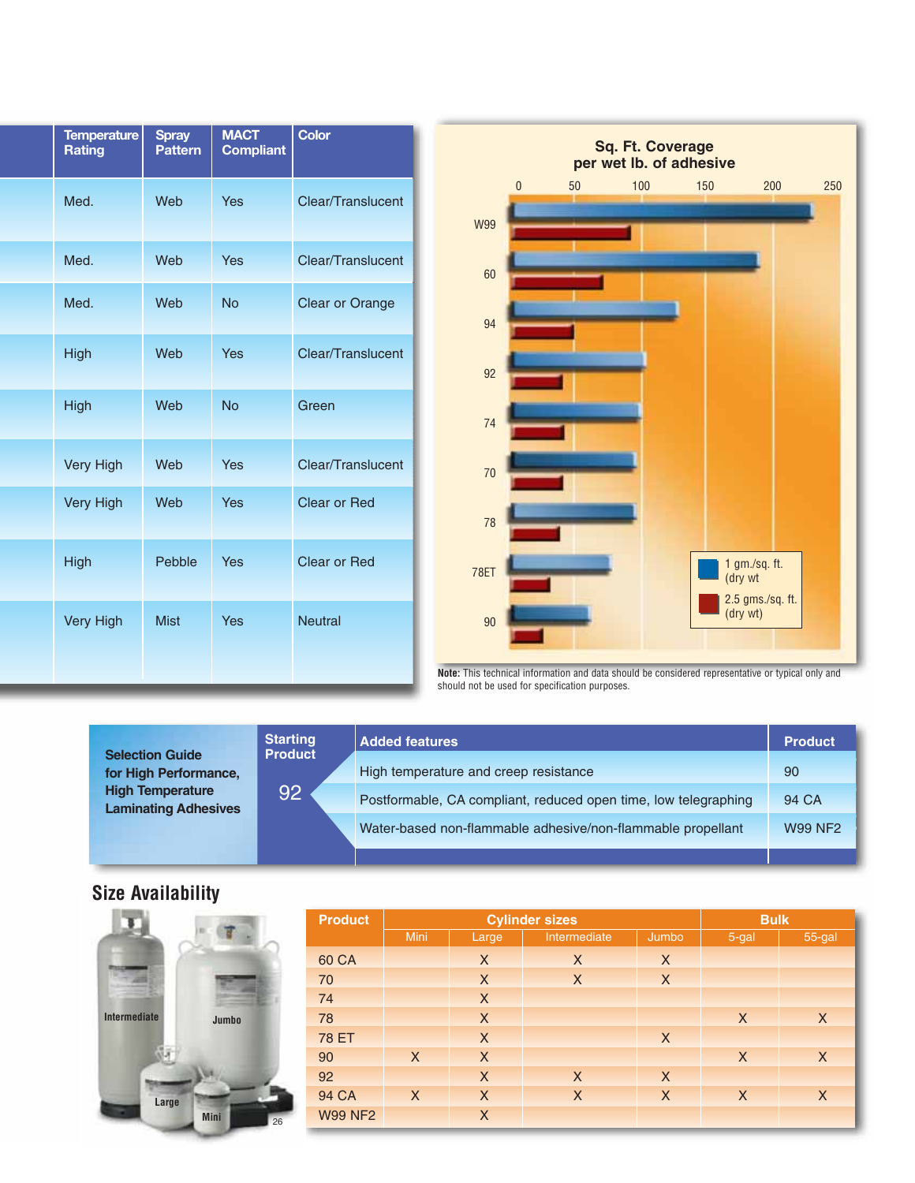| | Temperature Rating | Spray Pattern | MACT Compliant | Color |
|---|---|---|---|---|
| | Med. | Web | Yes | Clear/Translucent |
| | Med. | Web | Yes | Clear/Translucent |
| | Med. | Web | No | Clear or Orange |
| | High | Web | Yes | Clear/Translucent |
| | High | Web | No | Green |
| | Very High | Web | Yes | Clear/Translucent |
| | Very High | Web | Yes | Clear or Red |
| | High | Pebble | Yes | Clear or Red |
| | Very High | Mist | Yes | Neutral |

**Sq. Ft. Coverage per wet lb. of adhesive**

Products (top to bottom): W99, 60, 94, 92, 74, 70, 78, 78ET, 90

Axis: 0, 50, 100, 150, 200, 250

Legend:
- 1 gm./sq. ft. (dry wt
- 2.5 gms./sq. ft. (dry wt)

**Note:** This technical information and data should be considered representative or typical only and should not be used for specification purposes.

| Selection Guide for High Performance, High Temperature Laminating Adhesives | Starting Product | Added features | Product |
|---|---|---|---|
| | 92 | High temperature and creep resistance | 90 |
| | | Postformable, CA compliant, reduced open time, low telegraphing | 94 CA |
| | | Water-based non-flammable adhesive/non-flammable propellant | W99 NF2 |

## Size Availability

| Product | Cylinder sizes | | | | Bulk | |
|---|---|---|---|---|---|---|
| | Mini | Large | Intermediate | Jumbo | 5-gal | 55-gal |
| 60 CA | | X | X | X | | |
| 70 | | X | X | X | | |
| 74 | | X | | | | |
| 78 | | X | | | X | X |
| 78 ET | | X | | X | | |
| 90 | X | X | | | X | X |
| 92 | | X | X | X | | |
| 94 CA | X | X | X | X | X | X |
| W99 NF2 | | X | | | | |

Intermediate, Jumbo, Large, Mini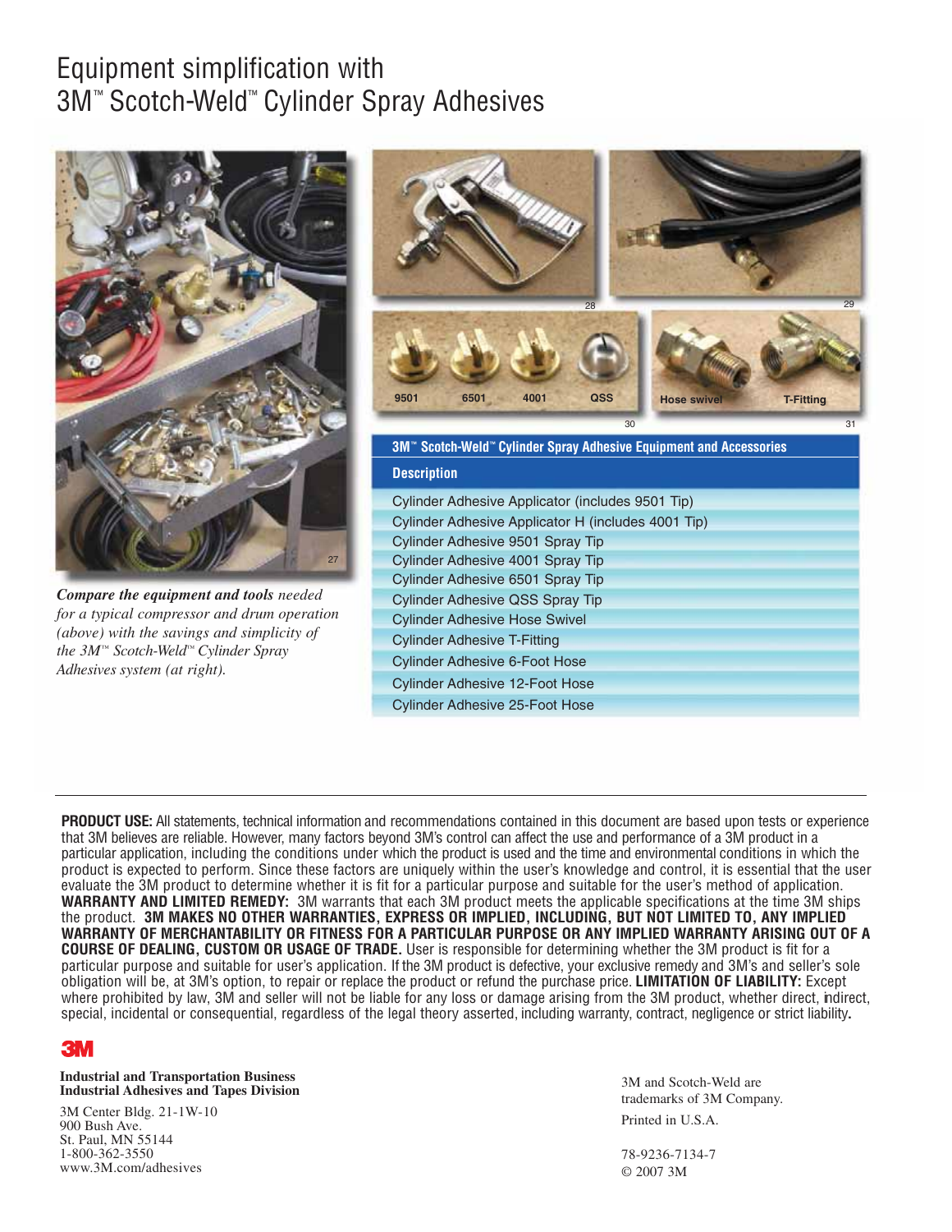# Equipment simplification with 3M™ Scotch-Weld™ Cylinder Spray Adhesives

*Compare the equipment and tools needed for a typical compressor and drum operation (above) with the savings and simplicity of the 3M™ Scotch-Weld™ Cylinder Spray Adhesives system (at right).*

9501 6501 4001 QSS

Hose swivel T-Fitting

| 3M™ Scotch-Weld™ Cylinder Spray Adhesive Equipment and Accessories |
|---|
| **Description** |
| Cylinder Adhesive Applicator (includes 9501 Tip) |
| Cylinder Adhesive Applicator H (includes 4001 Tip) |
| Cylinder Adhesive 9501 Spray Tip |
| Cylinder Adhesive 4001 Spray Tip |
| Cylinder Adhesive 6501 Spray Tip |
| Cylinder Adhesive QSS Spray Tip |
| Cylinder Adhesive Hose Swivel |
| Cylinder Adhesive T-Fitting |
| Cylinder Adhesive 6-Foot Hose |
| Cylinder Adhesive 12-Foot Hose |
| Cylinder Adhesive 25-Foot Hose |

**PRODUCT USE:** All statements, technical information and recommendations contained in this document are based upon tests or experience that 3M believes are reliable. However, many factors beyond 3M's control can affect the use and performance of a 3M product in a particular application, including the conditions under which the product is used and the time and environmental conditions in which the product is expected to perform. Since these factors are uniquely within the user's knowledge and control, it is essential that the user evaluate the 3M product to determine whether it is fit for a particular purpose and suitable for the user's method of application. **WARRANTY AND LIMITED REMEDY:** 3M warrants that each 3M product meets the applicable specifications at the time 3M ships the product. **3M MAKES NO OTHER WARRANTIES, EXPRESS OR IMPLIED, INCLUDING, BUT NOT LIMITED TO, ANY IMPLIED WARRANTY OF MERCHANTABILITY OR FITNESS FOR A PARTICULAR PURPOSE OR ANY IMPLIED WARRANTY ARISING OUT OF A COURSE OF DEALING, CUSTOM OR USAGE OF TRADE.** User is responsible for determining whether the 3M product is fit for a particular purpose and suitable for user's application. If the 3M product is defective, your exclusive remedy and 3M's and seller's sole obligation will be, at 3M's option, to repair or replace the product or refund the purchase price. **LIMITATION OF LIABILITY:** Except where prohibited by law, 3M and seller will not be liable for any loss or damage arising from the 3M product, whether direct, indirect, special, incidental or consequential, regardless of the legal theory asserted, including warranty, contract, negligence or strict liability.

**3M**

**Industrial and Transportation Business**
**Industrial Adhesives and Tapes Division**

3M Center Bldg. 21-1W-10
900 Bush Ave.
St. Paul, MN 55144
1-800-362-3550
www.3M.com/adhesives

3M and Scotch-Weld are trademarks of 3M Company.

Printed in U.S.A.

78-9236-7134-7
© 2007 3M